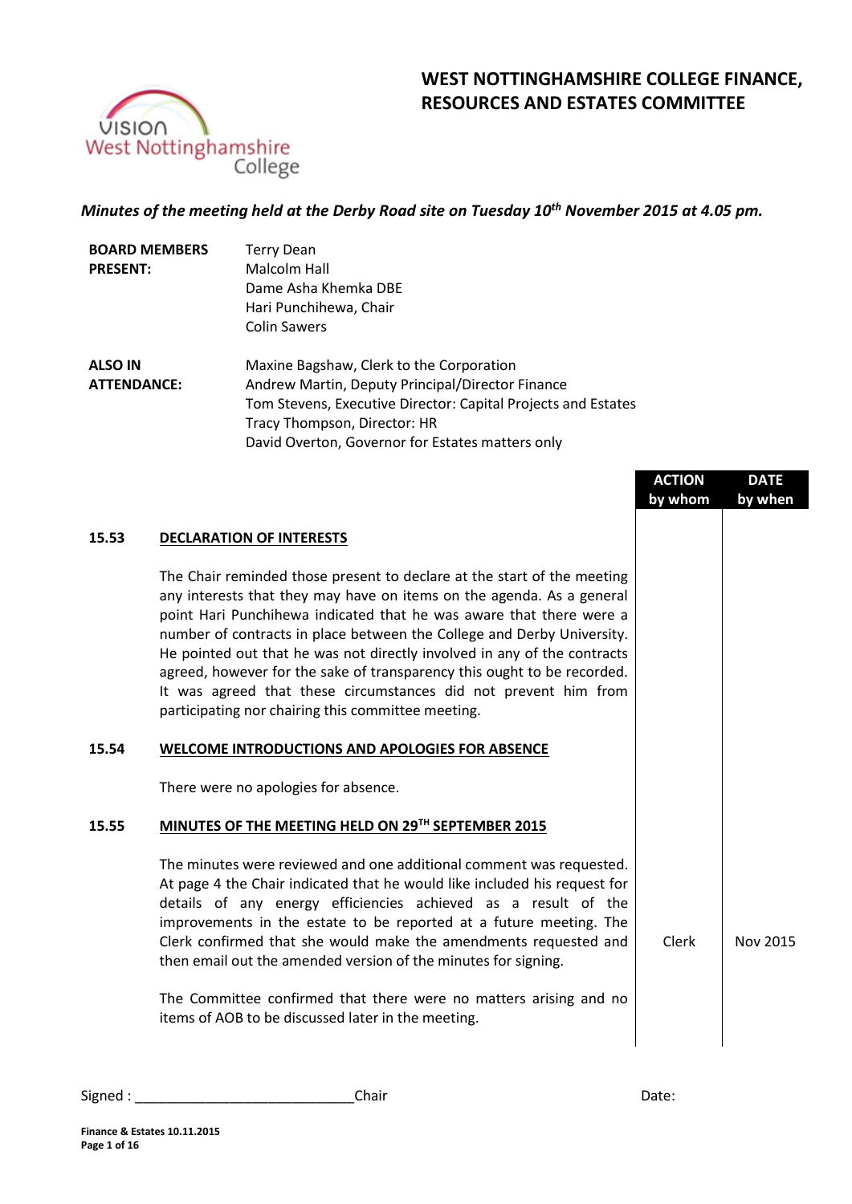# WEST NOTTINGHAMSHIRE COLLEGE FINANCE, RESOURCES AND ESTATES COMMITTEE

*Minutes of the meeting held at the Derby Road site on Tuesday 10th November 2015 at 4.05 pm.*

**BOARD MEMBERS PRESENT:**
Terry Dean
Malcolm Hall
Dame Asha Khemka DBE
Hari Punchihewa, Chair
Colin Sawers

**ALSO IN ATTENDANCE:**
Maxine Bagshaw, Clerk to the Corporation
Andrew Martin, Deputy Principal/Director Finance
Tom Stevens, Executive Director: Capital Projects and Estates
Tracy Thompson, Director: HR
David Overton, Governor for Estates matters only

| | | ACTION by whom | DATE by when |
|---|---|---|---|
| **15.53** | **DECLARATION OF INTERESTS** | | |
| | The Chair reminded those present to declare at the start of the meeting any interests that they may have on items on the agenda. As a general point Hari Punchihewa indicated that he was aware that there were a number of contracts in place between the College and Derby University. He pointed out that he was not directly involved in any of the contracts agreed, however for the sake of transparency this ought to be recorded. It was agreed that these circumstances did not prevent him from participating nor chairing this committee meeting. | | |
| **15.54** | **WELCOME INTRODUCTIONS AND APOLOGIES FOR ABSENCE** | | |
| | There were no apologies for absence. | | |
| **15.55** | **MINUTES OF THE MEETING HELD ON 29TH SEPTEMBER 2015** | | |
| | The minutes were reviewed and one additional comment was requested. At page 4 the Chair indicated that he would like included his request for details of any energy efficiencies achieved as a result of the improvements in the estate to be reported at a future meeting. The Clerk confirmed that she would make the amendments requested and then email out the amended version of the minutes for signing. | Clerk | Nov 2015 |
| | The Committee confirmed that there were no matters arising and no items of AOB to be discussed later in the meeting. | | |

Signed : ____________________________Chair Date: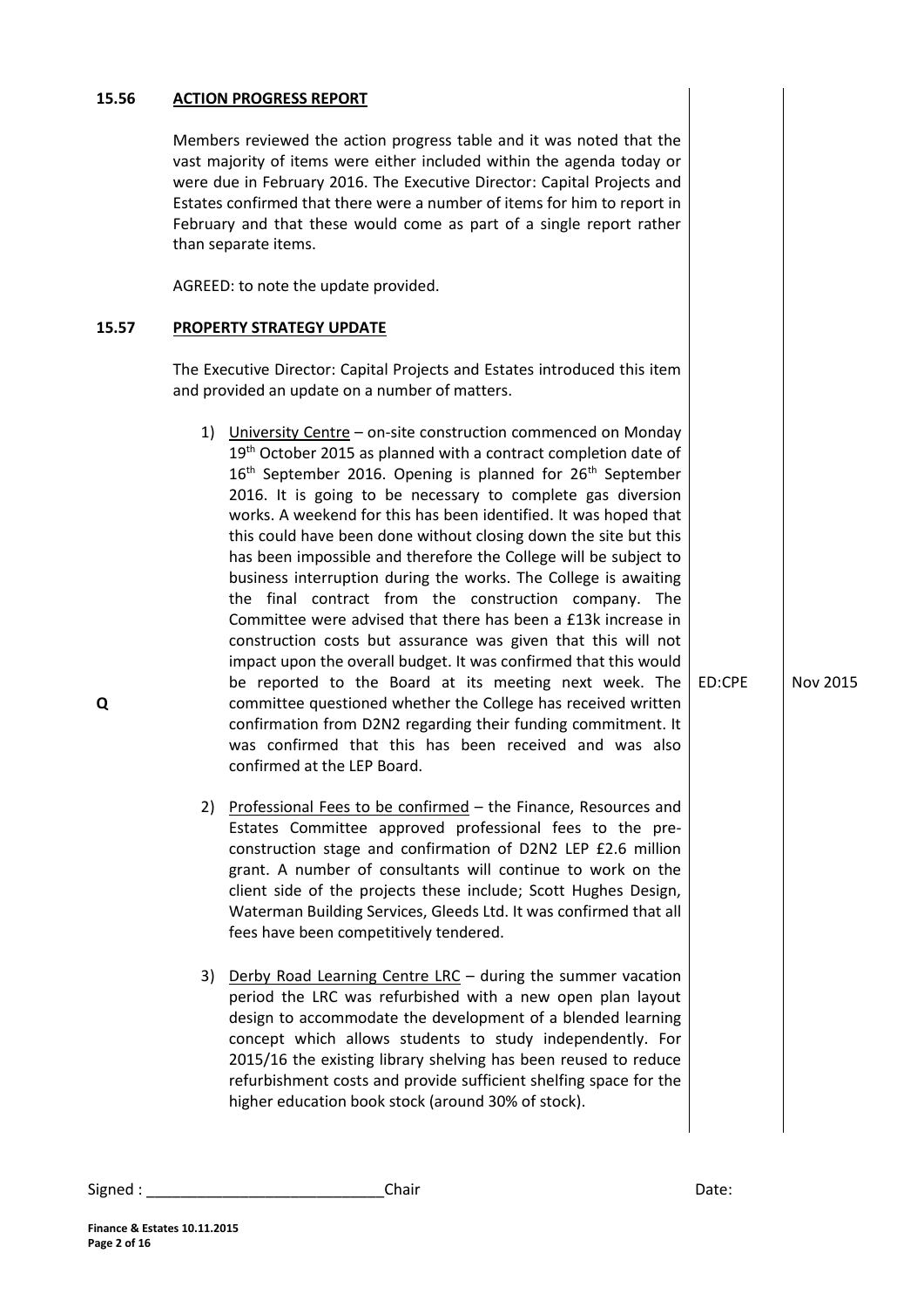## 15.56 ACTION PROGRESS REPORT

Members reviewed the action progress table and it was noted that the vast majority of items were either included within the agenda today or were due in February 2016. The Executive Director: Capital Projects and Estates confirmed that there were a number of items for him to report in February and that these would come as part of a single report rather than separate items.

AGREED: to note the update provided.

## 15.57 PROPERTY STRATEGY UPDATE

The Executive Director: Capital Projects and Estates introduced this item and provided an update on a number of matters.

1) University Centre – on-site construction commenced on Monday 19th October 2015 as planned with a contract completion date of 16th September 2016. Opening is planned for 26th September 2016. It is going to be necessary to complete gas diversion works. A weekend for this has been identified. It was hoped that this could have been done without closing down the site but this has been impossible and therefore the College will be subject to business interruption during the works. The College is awaiting the final contract from the construction company. The Committee were advised that there has been a £13k increase in construction costs but assurance was given that this will not impact upon the overall budget. It was confirmed that this would be reported to the Board at its meeting next week. The committee questioned whether the College has received written confirmation from D2N2 regarding their funding commitment. It was confirmed that this has been received and was also confirmed at the LEP Board. **ED:CPE — Nov 2015** (Q)

2) Professional Fees to be confirmed – the Finance, Resources and Estates Committee approved professional fees to the pre-construction stage and confirmation of D2N2 LEP £2.6 million grant. A number of consultants will continue to work on the client side of the projects these include; Scott Hughes Design, Waterman Building Services, Gleeds Ltd. It was confirmed that all fees have been competitively tendered.

3) Derby Road Learning Centre LRC – during the summer vacation period the LRC was refurbished with a new open plan layout design to accommodate the development of a blended learning concept which allows students to study independently. For 2015/16 the existing library shelving has been reused to reduce refurbishment costs and provide sufficient shelfing space for the higher education book stock (around 30% of stock).

Signed : ____________________________Chair Date: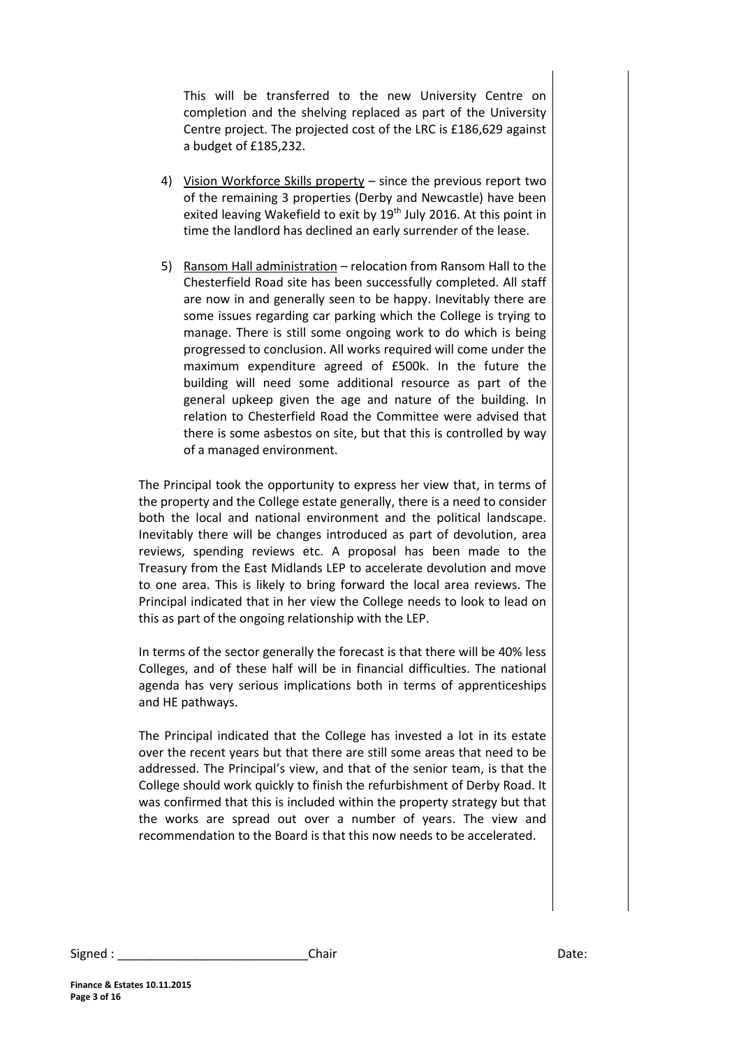This will be transferred to the new University Centre on completion and the shelving replaced as part of the University Centre project. The projected cost of the LRC is £186,629 against a budget of £185,232.

4) Vision Workforce Skills property – since the previous report two of the remaining 3 properties (Derby and Newcastle) have been exited leaving Wakefield to exit by 19th July 2016. At this point in time the landlord has declined an early surrender of the lease.

5) Ransom Hall administration – relocation from Ransom Hall to the Chesterfield Road site has been successfully completed. All staff are now in and generally seen to be happy. Inevitably there are some issues regarding car parking which the College is trying to manage. There is still some ongoing work to do which is being progressed to conclusion. All works required will come under the maximum expenditure agreed of £500k. In the future the building will need some additional resource as part of the general upkeep given the age and nature of the building. In relation to Chesterfield Road the Committee were advised that there is some asbestos on site, but that this is controlled by way of a managed environment.

The Principal took the opportunity to express her view that, in terms of the property and the College estate generally, there is a need to consider both the local and national environment and the political landscape. Inevitably there will be changes introduced as part of devolution, area reviews, spending reviews etc. A proposal has been made to the Treasury from the East Midlands LEP to accelerate devolution and move to one area. This is likely to bring forward the local area reviews. The Principal indicated that in her view the College needs to look to lead on this as part of the ongoing relationship with the LEP.

In terms of the sector generally the forecast is that there will be 40% less Colleges, and of these half will be in financial difficulties. The national agenda has very serious implications both in terms of apprenticeships and HE pathways.

The Principal indicated that the College has invested a lot in its estate over the recent years but that there are still some areas that need to be addressed. The Principal's view, and that of the senior team, is that the College should work quickly to finish the refurbishment of Derby Road. It was confirmed that this is included within the property strategy but that the works are spread out over a number of years. The view and recommendation to the Board is that this now needs to be accelerated.

Signed : ____________________________ Chair Date: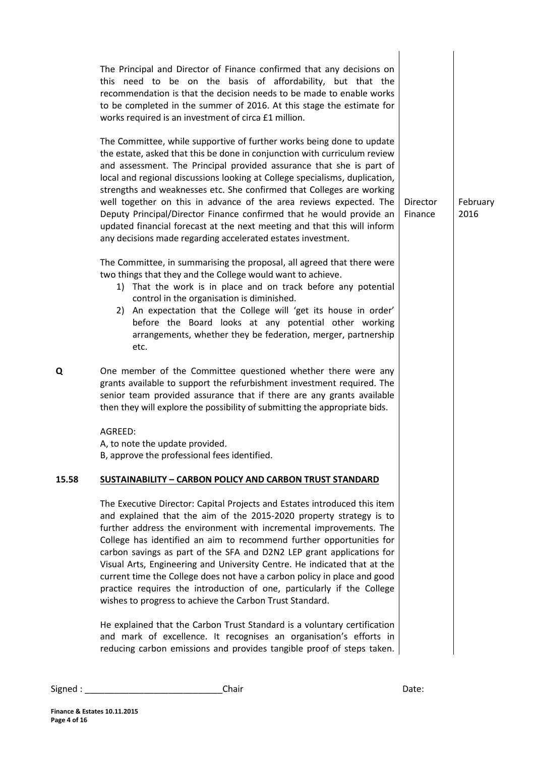The Principal and Director of Finance confirmed that any decisions on this need to be on the basis of affordability, but that the recommendation is that the decision needs to be made to enable works to be completed in the summer of 2016. At this stage the estimate for works required is an investment of circa £1 million.

The Committee, while supportive of further works being done to update the estate, asked that this be done in conjunction with curriculum review and assessment. The Principal provided assurance that she is part of local and regional discussions looking at College specialisms, duplication, strengths and weaknesses etc. She confirmed that Colleges are working well together on this in advance of the area reviews expected. The Deputy Principal/Director Finance confirmed that he would provide an updated financial forecast at the next meeting and that this will inform any decisions made regarding accelerated estates investment. — **Director Finance** — **February 2016**

The Committee, in summarising the proposal, all agreed that there were two things that they and the College would want to achieve.

1) That the work is in place and on track before any potential control in the organisation is diminished.
2) An expectation that the College will 'get its house in order' before the Board looks at any potential other working arrangements, whether they be federation, merger, partnership etc.

**Q** One member of the Committee questioned whether there were any grants available to support the refurbishment investment required. The senior team provided assurance that if there are any grants available then they will explore the possibility of submitting the appropriate bids.

AGREED:
A, to note the update provided.
B, approve the professional fees identified.

**15.58 SUSTAINABILITY – CARBON POLICY AND CARBON TRUST STANDARD**

The Executive Director: Capital Projects and Estates introduced this item and explained that the aim of the 2015-2020 property strategy is to further address the environment with incremental improvements. The College has identified an aim to recommend further opportunities for carbon savings as part of the SFA and D2N2 LEP grant applications for Visual Arts, Engineering and University Centre. He indicated that at the current time the College does not have a carbon policy in place and good practice requires the introduction of one, particularly if the College wishes to progress to achieve the Carbon Trust Standard.

He explained that the Carbon Trust Standard is a voluntary certification and mark of excellence. It recognises an organisation's efforts in reducing carbon emissions and provides tangible proof of steps taken.

Signed : ____________________________Chair Date: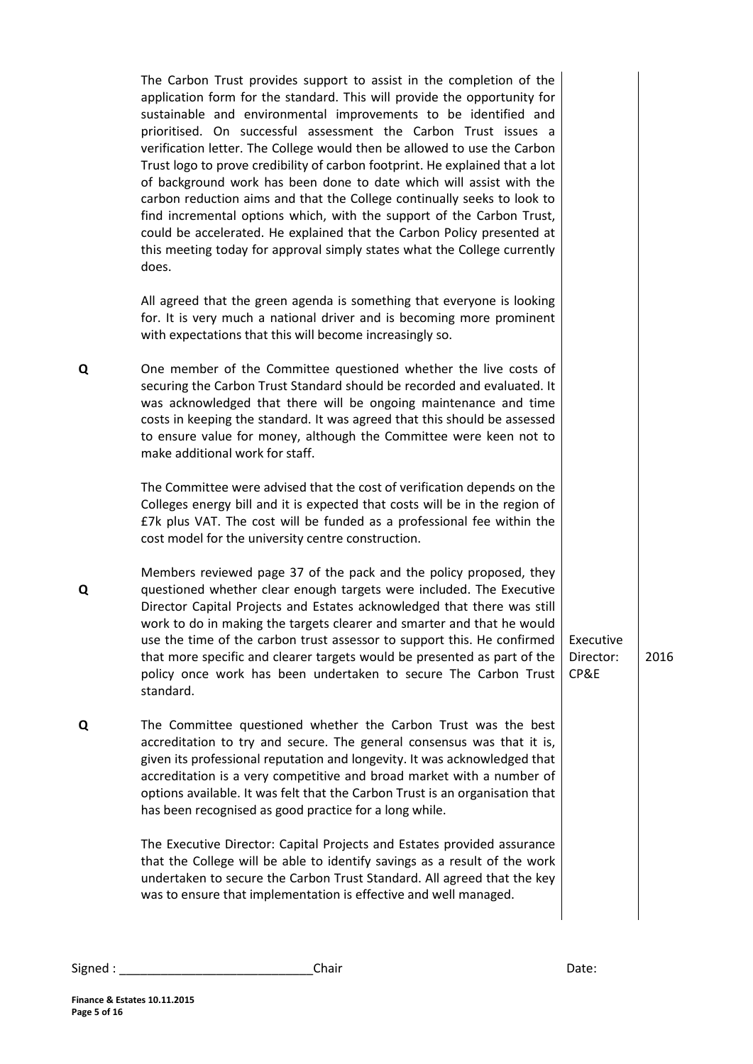| | | | |
|---|---|---|---|
| | The Carbon Trust provides support to assist in the completion of the application form for the standard. This will provide the opportunity for sustainable and environmental improvements to be identified and prioritised. On successful assessment the Carbon Trust issues a verification letter. The College would then be allowed to use the Carbon Trust logo to prove credibility of carbon footprint. He explained that a lot of background work has been done to date which will assist with the carbon reduction aims and that the College continually seeks to look to find incremental options which, with the support of the Carbon Trust, could be accelerated. He explained that the Carbon Policy presented at this meeting today for approval simply states what the College currently does. | | |
| | All agreed that the green agenda is something that everyone is looking for. It is very much a national driver and is becoming more prominent with expectations that this will become increasingly so. | | |
| **Q** | One member of the Committee questioned whether the live costs of securing the Carbon Trust Standard should be recorded and evaluated. It was acknowledged that there will be ongoing maintenance and time costs in keeping the standard. It was agreed that this should be assessed to ensure value for money, although the Committee were keen not to make additional work for staff. | | |
| | The Committee were advised that the cost of verification depends on the Colleges energy bill and it is expected that costs will be in the region of £7k plus VAT. The cost will be funded as a professional fee within the cost model for the university centre construction. | | |
| **Q** | Members reviewed page 37 of the pack and the policy proposed, they questioned whether clear enough targets were included. The Executive Director Capital Projects and Estates acknowledged that there was still work to do in making the targets clearer and smarter and that he would use the time of the carbon trust assessor to support this. He confirmed that more specific and clearer targets would be presented as part of the policy once work has been undertaken to secure The Carbon Trust standard. | Executive Director: CP&E | 2016 |
| **Q** | The Committee questioned whether the Carbon Trust was the best accreditation to try and secure. The general consensus was that it is, given its professional reputation and longevity. It was acknowledged that accreditation is a very competitive and broad market with a number of options available. It was felt that the Carbon Trust is an organisation that has been recognised as good practice for a long while. | | |
| | The Executive Director: Capital Projects and Estates provided assurance that the College will be able to identify savings as a result of the work undertaken to secure the Carbon Trust Standard. All agreed that the key was to ensure that implementation is effective and well managed. | | |

Signed : ____________________________Chair Date: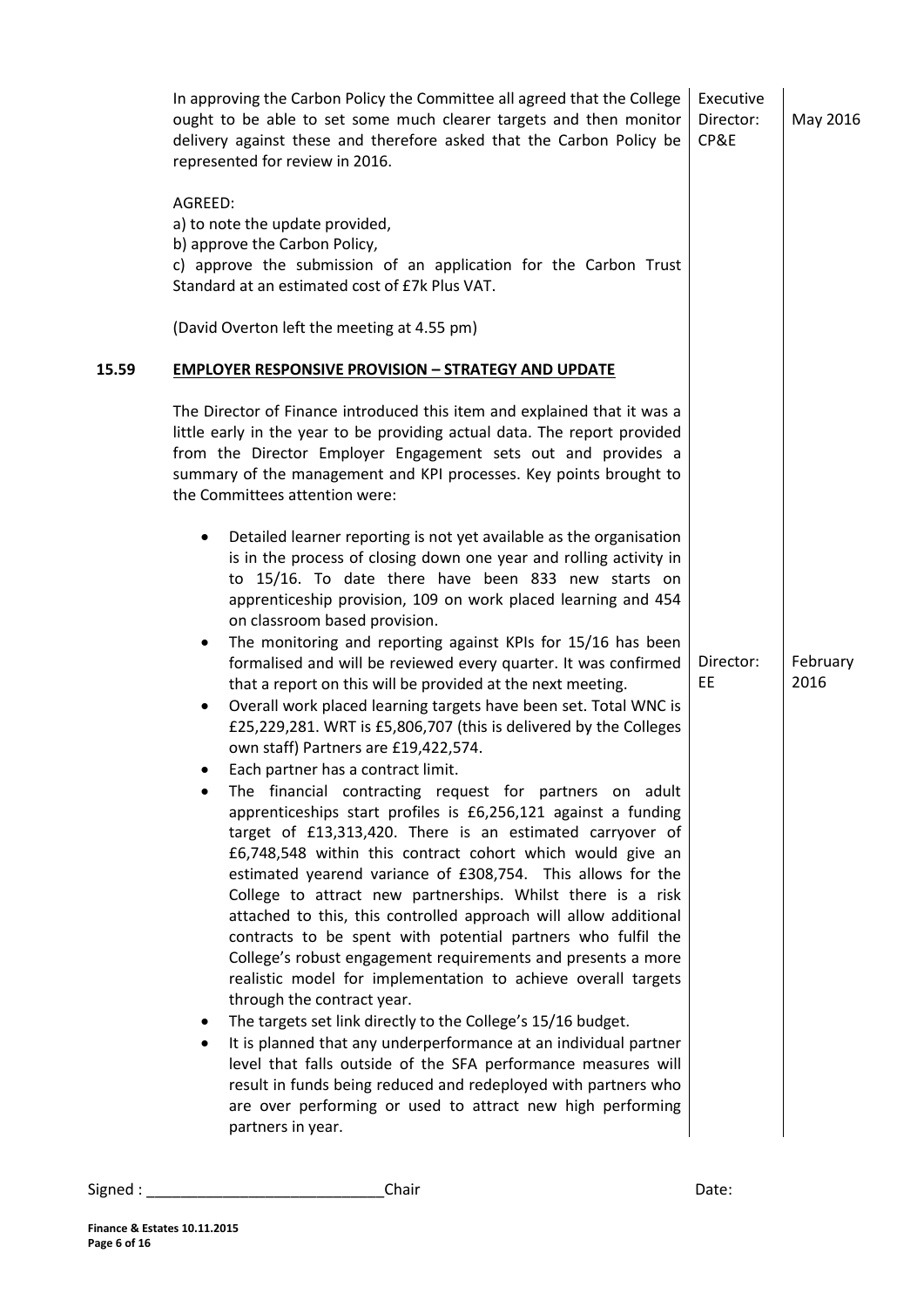| | | | |
|---|---|---|---|
| | In approving the Carbon Policy the Committee all agreed that the College ought to be able to set some much clearer targets and then monitor delivery against these and therefore asked that the Carbon Policy be represented for review in 2016. | Executive Director: CP&E | May 2016 |
| | AGREED:<br>a) to note the update provided,<br>b) approve the Carbon Policy,<br>c) approve the submission of an application for the Carbon Trust Standard at an estimated cost of £7k Plus VAT. | | |
| | (David Overton left the meeting at 4.55 pm) | | |
| **15.59** | **EMPLOYER RESPONSIVE PROVISION – STRATEGY AND UPDATE** | | |
| | The Director of Finance introduced this item and explained that it was a little early in the year to be providing actual data. The report provided from the Director Employer Engagement sets out and provides a summary of the management and KPI processes. Key points brought to the Committees attention were: | | |
| | • Detailed learner reporting is not yet available as the organisation is in the process of closing down one year and rolling activity in to 15/16. To date there have been 833 new starts on apprenticeship provision, 109 on work placed learning and 454 on classroom based provision. | | |
| | • The monitoring and reporting against KPIs for 15/16 has been formalised and will be reviewed every quarter. It was confirmed that a report on this will be provided at the next meeting. | Director: EE | February 2016 |
| | • Overall work placed learning targets have been set. Total WNC is £25,229,281. WRT is £5,806,707 (this is delivered by the Colleges own staff) Partners are £19,422,574.<br>• Each partner has a contract limit.<br>• The financial contracting request for partners on adult apprenticeships start profiles is £6,256,121 against a funding target of £13,313,420. There is an estimated carryover of £6,748,548 within this contract cohort which would give an estimated yearend variance of £308,754. This allows for the College to attract new partnerships. Whilst there is a risk attached to this, this controlled approach will allow additional contracts to be spent with potential partners who fulfil the College's robust engagement requirements and presents a more realistic model for implementation to achieve overall targets through the contract year.<br>• The targets set link directly to the College's 15/16 budget.<br>• It is planned that any underperformance at an individual partner level that falls outside of the SFA performance measures will result in funds being reduced and redeployed with partners who are over performing or used to attract new high performing partners in year. | | |

Signed : ____________________________Chair Date:

**Finance & Estates 10.11.2015**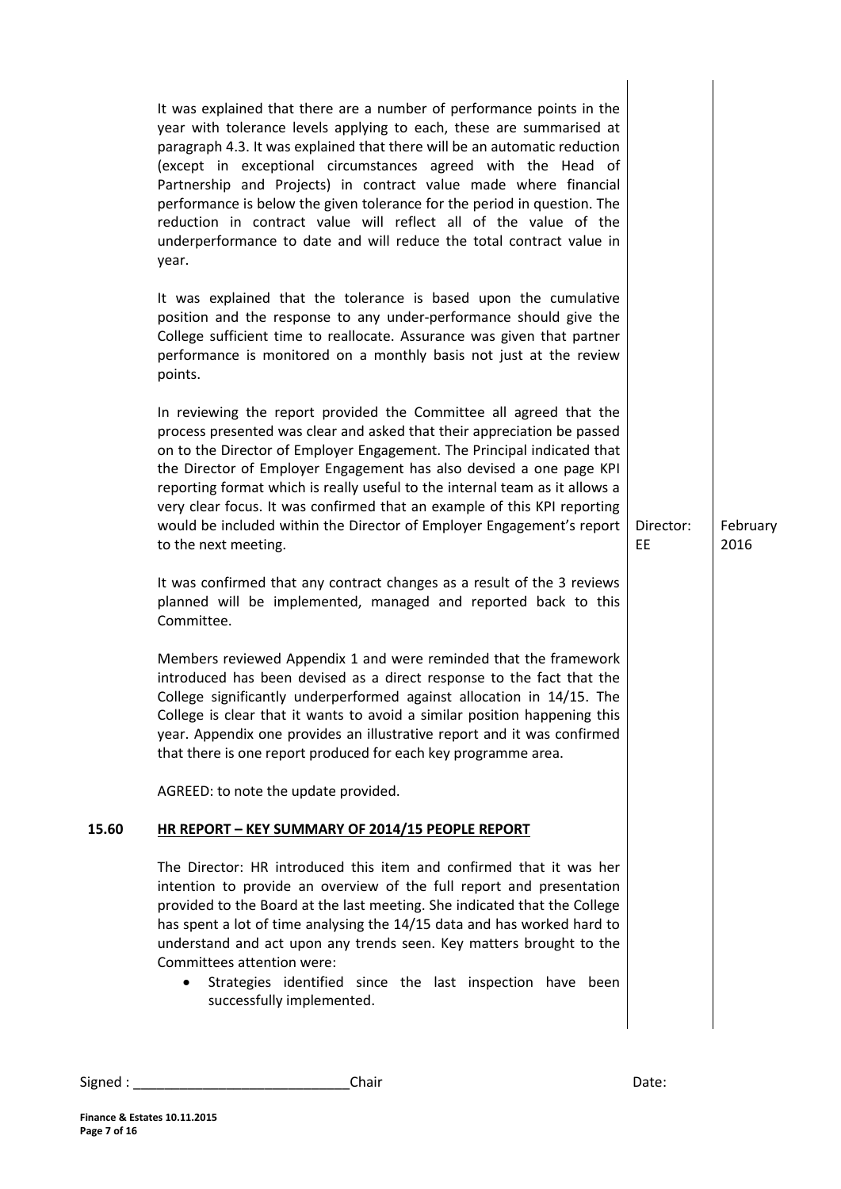It was explained that there are a number of performance points in the year with tolerance levels applying to each, these are summarised at paragraph 4.3. It was explained that there will be an automatic reduction (except in exceptional circumstances agreed with the Head of Partnership and Projects) in contract value made where financial performance is below the given tolerance for the period in question. The reduction in contract value will reflect all of the value of the underperformance to date and will reduce the total contract value in year.

It was explained that the tolerance is based upon the cumulative position and the response to any under-performance should give the College sufficient time to reallocate. Assurance was given that partner performance is monitored on a monthly basis not just at the review points.

In reviewing the report provided the Committee all agreed that the process presented was clear and asked that their appreciation be passed on to the Director of Employer Engagement. The Principal indicated that the Director of Employer Engagement has also devised a one page KPI reporting format which is really useful to the internal team as it allows a very clear focus. It was confirmed that an example of this KPI reporting would be included within the Director of Employer Engagement's report to the next meeting. **Director: EE** | **February 2016**

It was confirmed that any contract changes as a result of the 3 reviews planned will be implemented, managed and reported back to this Committee.

Members reviewed Appendix 1 and were reminded that the framework introduced has been devised as a direct response to the fact that the College significantly underperformed against allocation in 14/15. The College is clear that it wants to avoid a similar position happening this year. Appendix one provides an illustrative report and it was confirmed that there is one report produced for each key programme area.

AGREED: to note the update provided.

## 15.60 HR REPORT – KEY SUMMARY OF 2014/15 PEOPLE REPORT

The Director: HR introduced this item and confirmed that it was her intention to provide an overview of the full report and presentation provided to the Board at the last meeting. She indicated that the College has spent a lot of time analysing the 14/15 data and has worked hard to understand and act upon any trends seen. Key matters brought to the Committees attention were:

- Strategies identified since the last inspection have been successfully implemented.

Signed : ____________________________Chair Date: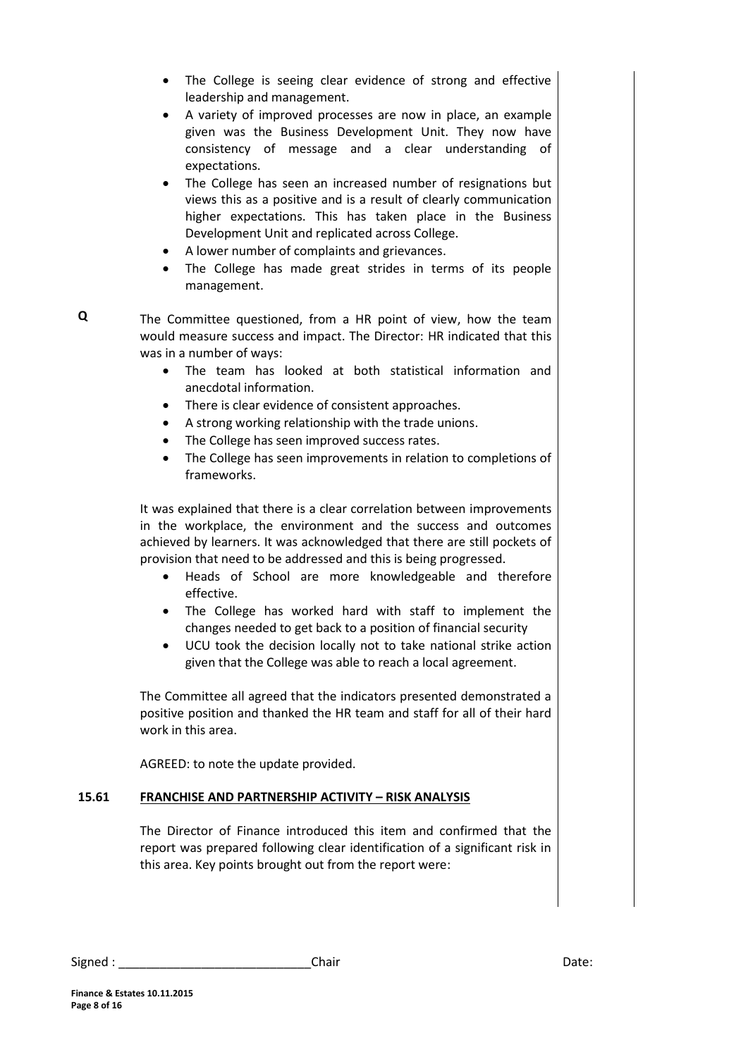- The College is seeing clear evidence of strong and effective leadership and management.
- A variety of improved processes are now in place, an example given was the Business Development Unit. They now have consistency of message and a clear understanding of expectations.
- The College has seen an increased number of resignations but views this as a positive and is a result of clearly communication higher expectations. This has taken place in the Business Development Unit and replicated across College.
- A lower number of complaints and grievances.
- The College has made great strides in terms of its people management.

**Q** The Committee questioned, from a HR point of view, how the team would measure success and impact. The Director: HR indicated that this was in a number of ways:

- The team has looked at both statistical information and anecdotal information.
- There is clear evidence of consistent approaches.
- A strong working relationship with the trade unions.
- The College has seen improved success rates.
- The College has seen improvements in relation to completions of frameworks.

It was explained that there is a clear correlation between improvements in the workplace, the environment and the success and outcomes achieved by learners. It was acknowledged that there are still pockets of provision that need to be addressed and this is being progressed.

- Heads of School are more knowledgeable and therefore effective.
- The College has worked hard with staff to implement the changes needed to get back to a position of financial security
- UCU took the decision locally not to take national strike action given that the College was able to reach a local agreement.

The Committee all agreed that the indicators presented demonstrated a positive position and thanked the HR team and staff for all of their hard work in this area.

AGREED: to note the update provided.

**15.61 FRANCHISE AND PARTNERSHIP ACTIVITY – RISK ANALYSIS**

The Director of Finance introduced this item and confirmed that the report was prepared following clear identification of a significant risk in this area. Key points brought out from the report were:

Signed : ____________________________Chair Date: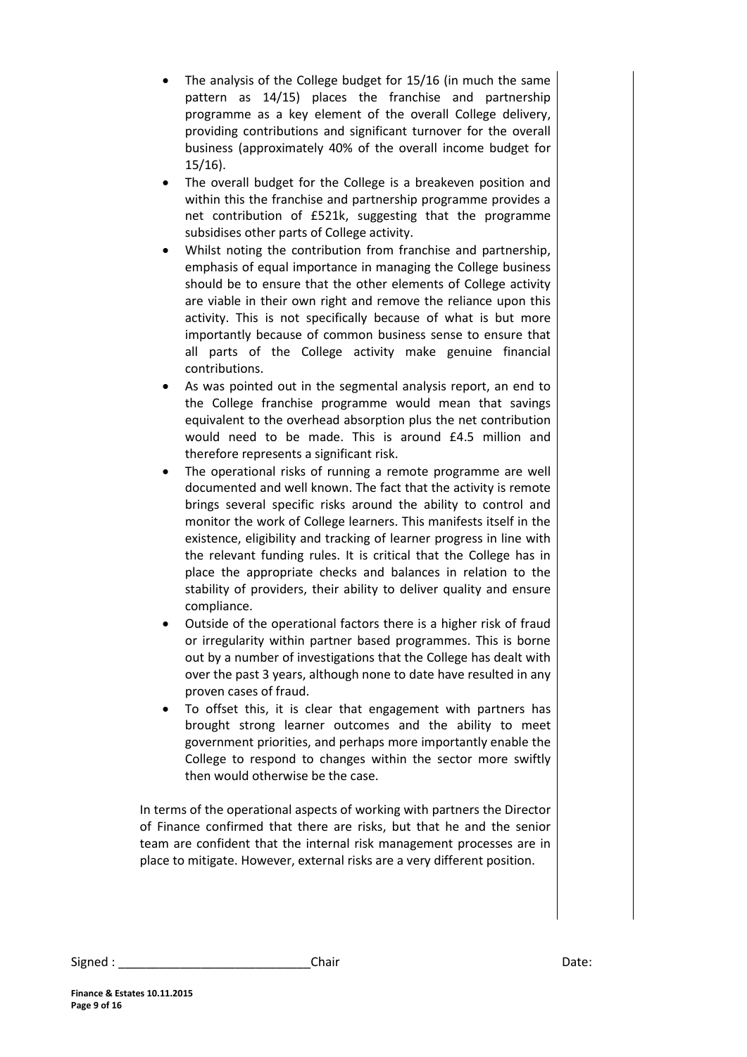- The analysis of the College budget for 15/16 (in much the same pattern as 14/15) places the franchise and partnership programme as a key element of the overall College delivery, providing contributions and significant turnover for the overall business (approximately 40% of the overall income budget for 15/16).
- The overall budget for the College is a breakeven position and within this the franchise and partnership programme provides a net contribution of £521k, suggesting that the programme subsidises other parts of College activity.
- Whilst noting the contribution from franchise and partnership, emphasis of equal importance in managing the College business should be to ensure that the other elements of College activity are viable in their own right and remove the reliance upon this activity. This is not specifically because of what is but more importantly because of common business sense to ensure that all parts of the College activity make genuine financial contributions.
- As was pointed out in the segmental analysis report, an end to the College franchise programme would mean that savings equivalent to the overhead absorption plus the net contribution would need to be made. This is around £4.5 million and therefore represents a significant risk.
- The operational risks of running a remote programme are well documented and well known. The fact that the activity is remote brings several specific risks around the ability to control and monitor the work of College learners. This manifests itself in the existence, eligibility and tracking of learner progress in line with the relevant funding rules. It is critical that the College has in place the appropriate checks and balances in relation to the stability of providers, their ability to deliver quality and ensure compliance.
- Outside of the operational factors there is a higher risk of fraud or irregularity within partner based programmes. This is borne out by a number of investigations that the College has dealt with over the past 3 years, although none to date have resulted in any proven cases of fraud.
- To offset this, it is clear that engagement with partners has brought strong learner outcomes and the ability to meet government priorities, and perhaps more importantly enable the College to respond to changes within the sector more swiftly then would otherwise be the case.

In terms of the operational aspects of working with partners the Director of Finance confirmed that there are risks, but that he and the senior team are confident that the internal risk management processes are in place to mitigate. However, external risks are a very different position.

Signed : ____________________________Chair Date: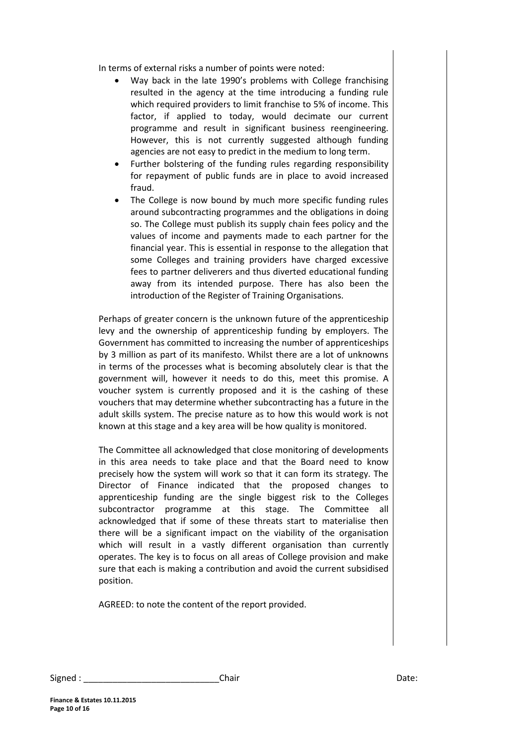In terms of external risks a number of points were noted:

- Way back in the late 1990's problems with College franchising resulted in the agency at the time introducing a funding rule which required providers to limit franchise to 5% of income. This factor, if applied to today, would decimate our current programme and result in significant business reengineering. However, this is not currently suggested although funding agencies are not easy to predict in the medium to long term.
- Further bolstering of the funding rules regarding responsibility for repayment of public funds are in place to avoid increased fraud.
- The College is now bound by much more specific funding rules around subcontracting programmes and the obligations in doing so. The College must publish its supply chain fees policy and the values of income and payments made to each partner for the financial year. This is essential in response to the allegation that some Colleges and training providers have charged excessive fees to partner deliverers and thus diverted educational funding away from its intended purpose. There has also been the introduction of the Register of Training Organisations.

Perhaps of greater concern is the unknown future of the apprenticeship levy and the ownership of apprenticeship funding by employers. The Government has committed to increasing the number of apprenticeships by 3 million as part of its manifesto. Whilst there are a lot of unknowns in terms of the processes what is becoming absolutely clear is that the government will, however it needs to do this, meet this promise. A voucher system is currently proposed and it is the cashing of these vouchers that may determine whether subcontracting has a future in the adult skills system. The precise nature as to how this would work is not known at this stage and a key area will be how quality is monitored.

The Committee all acknowledged that close monitoring of developments in this area needs to take place and that the Board need to know precisely how the system will work so that it can form its strategy. The Director of Finance indicated that the proposed changes to apprenticeship funding are the single biggest risk to the Colleges subcontractor programme at this stage. The Committee all acknowledged that if some of these threats start to materialise then there will be a significant impact on the viability of the organisation which will result in a vastly different organisation than currently operates. The key is to focus on all areas of College provision and make sure that each is making a contribution and avoid the current subsidised position.

AGREED: to note the content of the report provided.

Signed : ____________________________Chair Date:

**Finance & Estates 10.11.2015**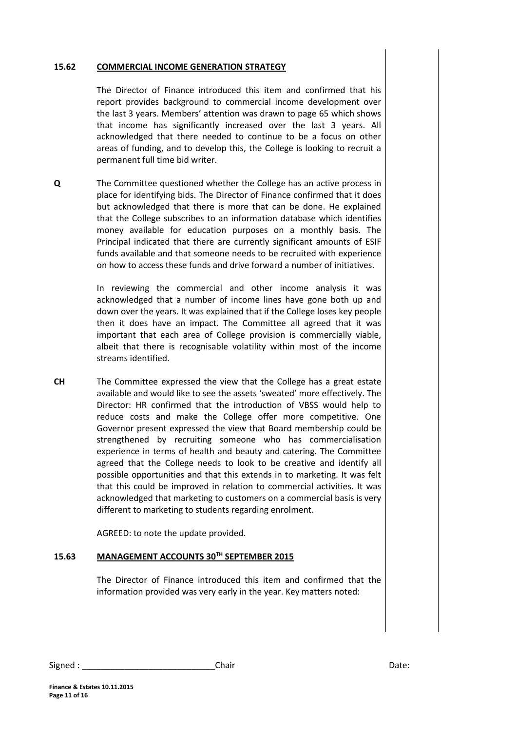**15.62 COMMERCIAL INCOME GENERATION STRATEGY**

The Director of Finance introduced this item and confirmed that his report provides background to commercial income development over the last 3 years. Members' attention was drawn to page 65 which shows that income has significantly increased over the last 3 years. All acknowledged that there needed to continue to be a focus on other areas of funding, and to develop this, the College is looking to recruit a permanent full time bid writer.

**Q** The Committee questioned whether the College has an active process in place for identifying bids. The Director of Finance confirmed that it does but acknowledged that there is more that can be done. He explained that the College subscribes to an information database which identifies money available for education purposes on a monthly basis. The Principal indicated that there are currently significant amounts of ESIF funds available and that someone needs to be recruited with experience on how to access these funds and drive forward a number of initiatives.

In reviewing the commercial and other income analysis it was acknowledged that a number of income lines have gone both up and down over the years. It was explained that if the College loses key people then it does have an impact. The Committee all agreed that it was important that each area of College provision is commercially viable, albeit that there is recognisable volatility within most of the income streams identified.

**CH** The Committee expressed the view that the College has a great estate available and would like to see the assets 'sweated' more effectively. The Director: HR confirmed that the introduction of VBSS would help to reduce costs and make the College offer more competitive. One Governor present expressed the view that Board membership could be strengthened by recruiting someone who has commercialisation experience in terms of health and beauty and catering. The Committee agreed that the College needs to look to be creative and identify all possible opportunities and that this extends in to marketing. It was felt that this could be improved in relation to commercial activities. It was acknowledged that marketing to customers on a commercial basis is very different to marketing to students regarding enrolment.

AGREED: to note the update provided.

**15.63 MANAGEMENT ACCOUNTS 30TH SEPTEMBER 2015**

The Director of Finance introduced this item and confirmed that the information provided was very early in the year. Key matters noted:

Signed : ____________________________ Chair Date:

**Finance & Estates 10.11.2015**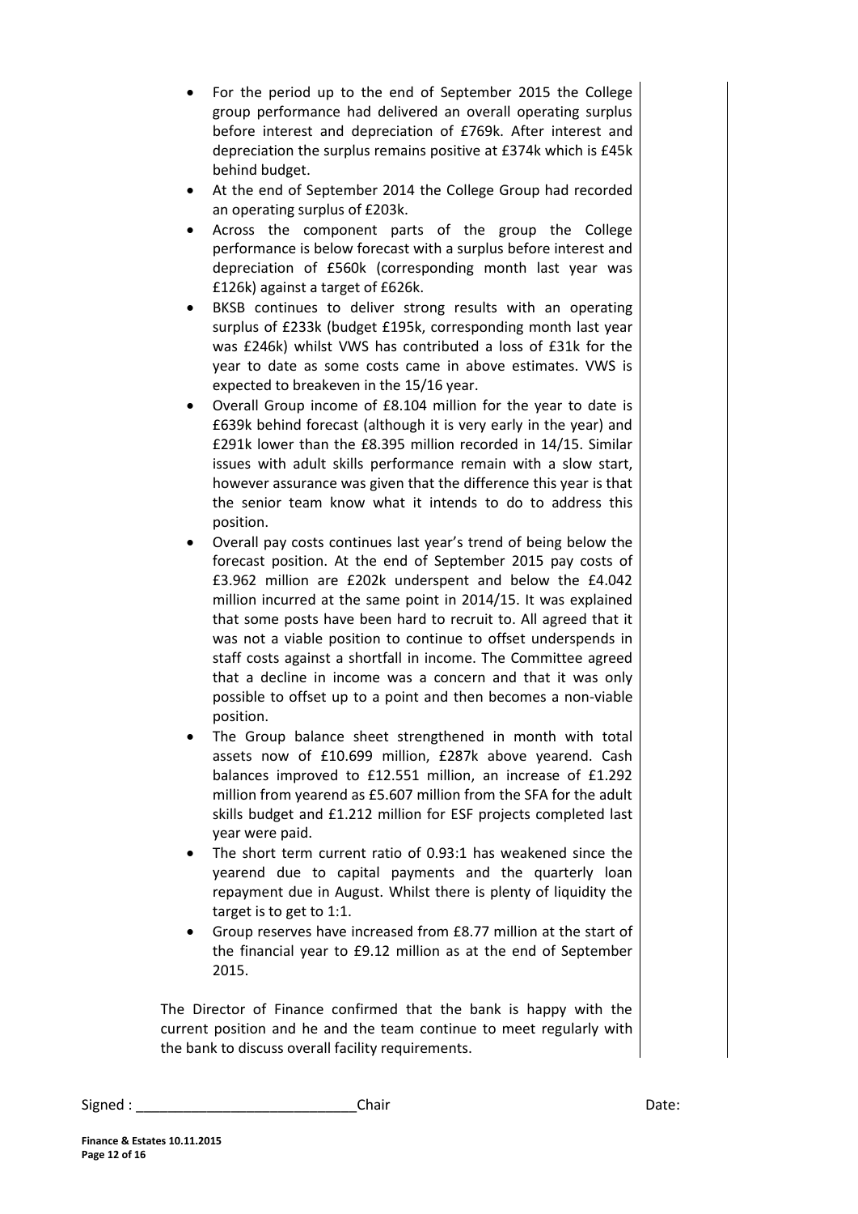- For the period up to the end of September 2015 the College group performance had delivered an overall operating surplus before interest and depreciation of £769k. After interest and depreciation the surplus remains positive at £374k which is £45k behind budget.
- At the end of September 2014 the College Group had recorded an operating surplus of £203k.
- Across the component parts of the group the College performance is below forecast with a surplus before interest and depreciation of £560k (corresponding month last year was £126k) against a target of £626k.
- BKSB continues to deliver strong results with an operating surplus of £233k (budget £195k, corresponding month last year was £246k) whilst VWS has contributed a loss of £31k for the year to date as some costs came in above estimates. VWS is expected to breakeven in the 15/16 year.
- Overall Group income of £8.104 million for the year to date is £639k behind forecast (although it is very early in the year) and £291k lower than the £8.395 million recorded in 14/15. Similar issues with adult skills performance remain with a slow start, however assurance was given that the difference this year is that the senior team know what it intends to do to address this position.
- Overall pay costs continues last year's trend of being below the forecast position. At the end of September 2015 pay costs of £3.962 million are £202k underspent and below the £4.042 million incurred at the same point in 2014/15. It was explained that some posts have been hard to recruit to. All agreed that it was not a viable position to continue to offset underspends in staff costs against a shortfall in income. The Committee agreed that a decline in income was a concern and that it was only possible to offset up to a point and then becomes a non-viable position.
- The Group balance sheet strengthened in month with total assets now of £10.699 million, £287k above yearend. Cash balances improved to £12.551 million, an increase of £1.292 million from yearend as £5.607 million from the SFA for the adult skills budget and £1.212 million for ESF projects completed last year were paid.
- The short term current ratio of 0.93:1 has weakened since the yearend due to capital payments and the quarterly loan repayment due in August. Whilst there is plenty of liquidity the target is to get to 1:1.
- Group reserves have increased from £8.77 million at the start of the financial year to £9.12 million as at the end of September 2015.

The Director of Finance confirmed that the bank is happy with the current position and he and the team continue to meet regularly with the bank to discuss overall facility requirements.

Signed : ____________________________Chair Date: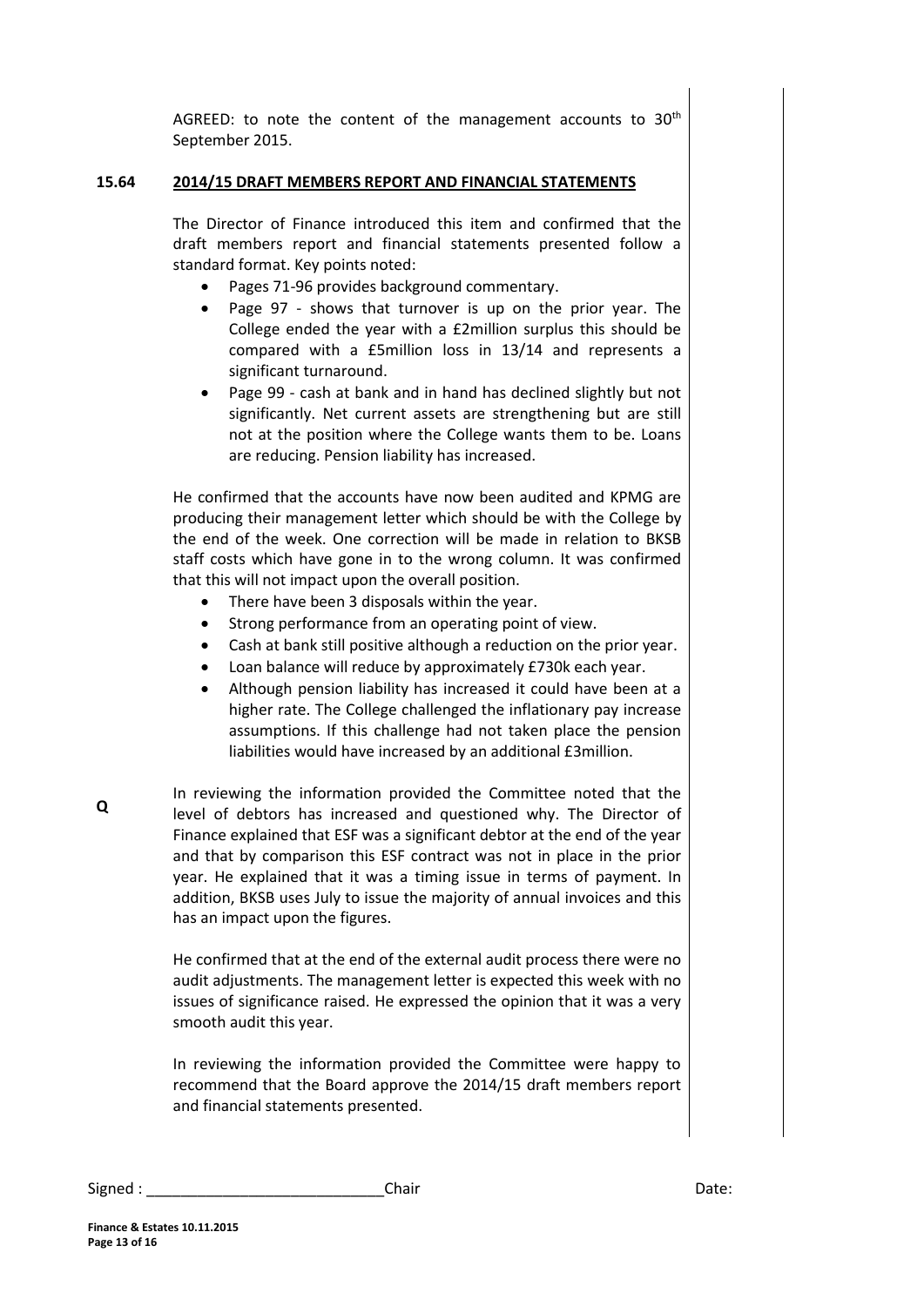AGREED: to note the content of the management accounts to 30th September 2015.

**15.64 2014/15 DRAFT MEMBERS REPORT AND FINANCIAL STATEMENTS**

The Director of Finance introduced this item and confirmed that the draft members report and financial statements presented follow a standard format. Key points noted:

- Pages 71-96 provides background commentary.
- Page 97 - shows that turnover is up on the prior year. The College ended the year with a £2million surplus this should be compared with a £5million loss in 13/14 and represents a significant turnaround.
- Page 99 - cash at bank and in hand has declined slightly but not significantly. Net current assets are strengthening but are still not at the position where the College wants them to be. Loans are reducing. Pension liability has increased.

He confirmed that the accounts have now been audited and KPMG are producing their management letter which should be with the College by the end of the week. One correction will be made in relation to BKSB staff costs which have gone in to the wrong column. It was confirmed that this will not impact upon the overall position.

- There have been 3 disposals within the year.
- Strong performance from an operating point of view.
- Cash at bank still positive although a reduction on the prior year.
- Loan balance will reduce by approximately £730k each year.
- Although pension liability has increased it could have been at a higher rate. The College challenged the inflationary pay increase assumptions. If this challenge had not taken place the pension liabilities would have increased by an additional £3million.

**Q** In reviewing the information provided the Committee noted that the level of debtors has increased and questioned why. The Director of Finance explained that ESF was a significant debtor at the end of the year and that by comparison this ESF contract was not in place in the prior year. He explained that it was a timing issue in terms of payment. In addition, BKSB uses July to issue the majority of annual invoices and this has an impact upon the figures.

He confirmed that at the end of the external audit process there were no audit adjustments. The management letter is expected this week with no issues of significance raised. He expressed the opinion that it was a very smooth audit this year.

In reviewing the information provided the Committee were happy to recommend that the Board approve the 2014/15 draft members report and financial statements presented.

Signed : ____________________________Chair Date: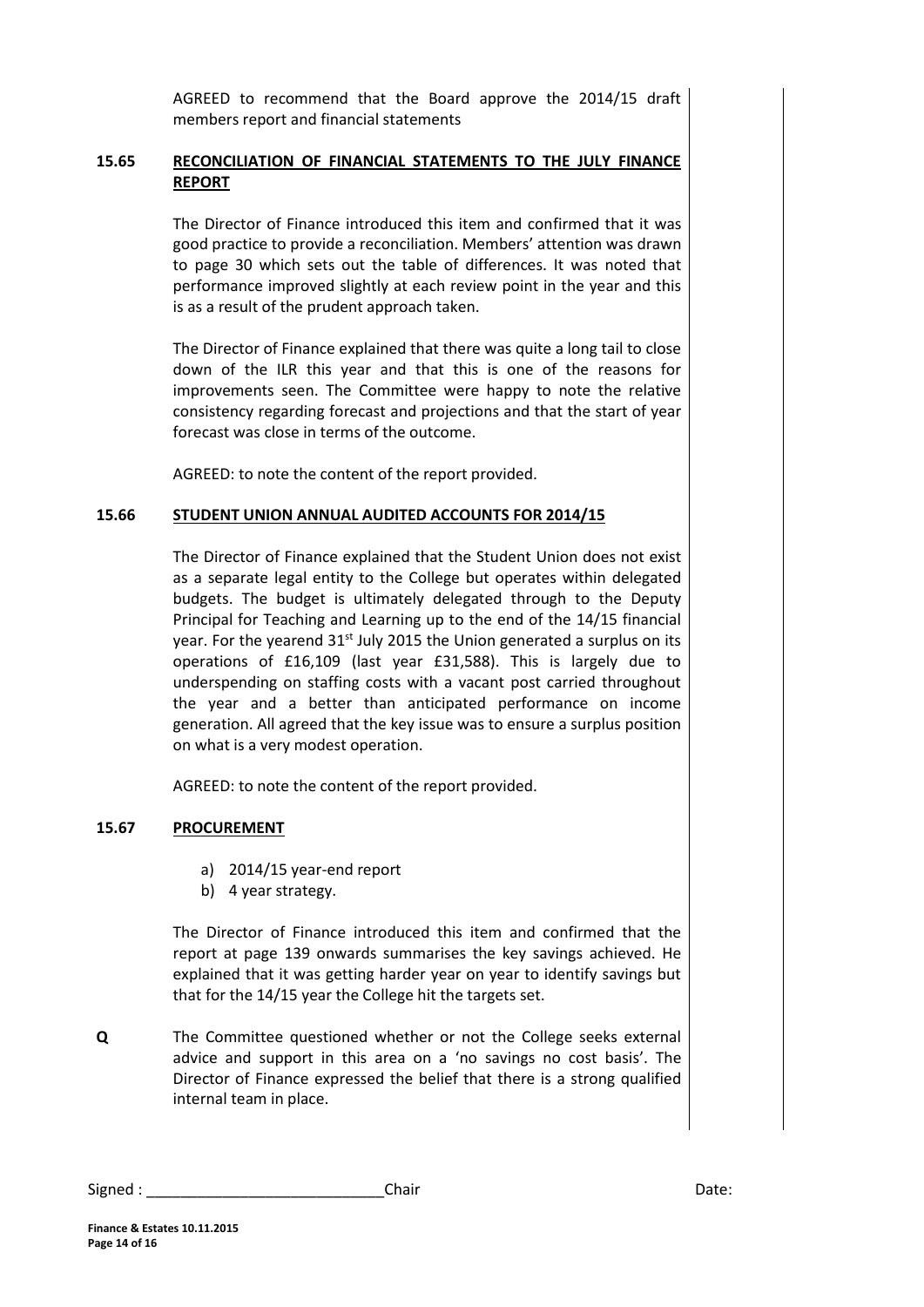AGREED to recommend that the Board approve the 2014/15 draft members report and financial statements

**15.65 RECONCILIATION OF FINANCIAL STATEMENTS TO THE JULY FINANCE REPORT**

The Director of Finance introduced this item and confirmed that it was good practice to provide a reconciliation. Members' attention was drawn to page 30 which sets out the table of differences. It was noted that performance improved slightly at each review point in the year and this is as a result of the prudent approach taken.

The Director of Finance explained that there was quite a long tail to close down of the ILR this year and that this is one of the reasons for improvements seen. The Committee were happy to note the relative consistency regarding forecast and projections and that the start of year forecast was close in terms of the outcome.

AGREED: to note the content of the report provided.

**15.66 STUDENT UNION ANNUAL AUDITED ACCOUNTS FOR 2014/15**

The Director of Finance explained that the Student Union does not exist as a separate legal entity to the College but operates within delegated budgets. The budget is ultimately delegated through to the Deputy Principal for Teaching and Learning up to the end of the 14/15 financial year. For the yearend 31st July 2015 the Union generated a surplus on its operations of £16,109 (last year £31,588). This is largely due to underspending on staffing costs with a vacant post carried throughout the year and a better than anticipated performance on income generation. All agreed that the key issue was to ensure a surplus position on what is a very modest operation.

AGREED: to note the content of the report provided.

**15.67 PROCUREMENT**

a) 2014/15 year-end report
b) 4 year strategy.

The Director of Finance introduced this item and confirmed that the report at page 139 onwards summarises the key savings achieved. He explained that it was getting harder year on year to identify savings but that for the 14/15 year the College hit the targets set.

**Q** The Committee questioned whether or not the College seeks external advice and support in this area on a 'no savings no cost basis'. The Director of Finance expressed the belief that there is a strong qualified internal team in place.

Signed : ____________________________Chair Date:

**Finance & Estates 10.11.2015**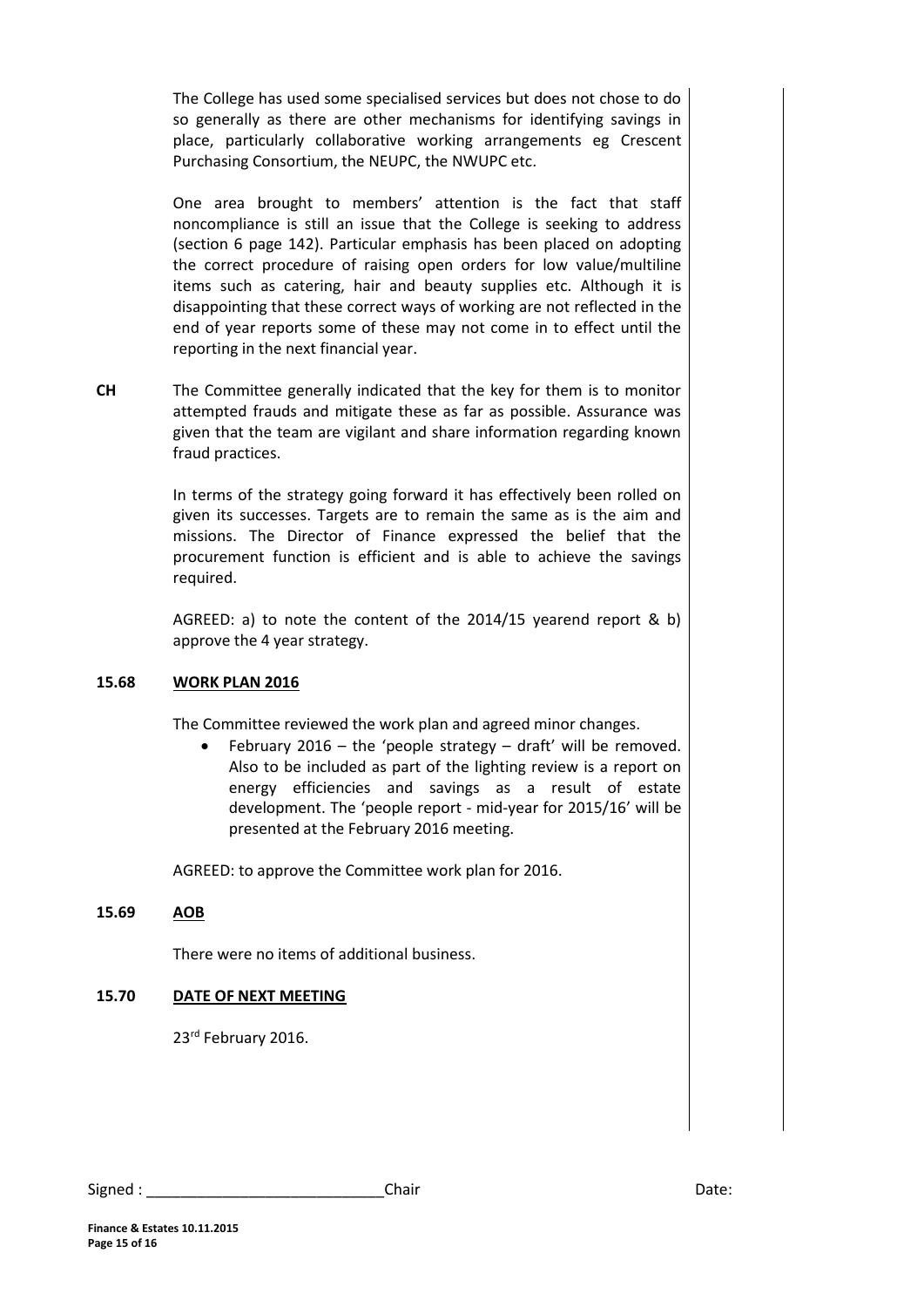The College has used some specialised services but does not chose to do so generally as there are other mechanisms for identifying savings in place, particularly collaborative working arrangements eg Crescent Purchasing Consortium, the NEUPC, the NWUPC etc.

One area brought to members' attention is the fact that staff noncompliance is still an issue that the College is seeking to address (section 6 page 142). Particular emphasis has been placed on adopting the correct procedure of raising open orders for low value/multiline items such as catering, hair and beauty supplies etc. Although it is disappointing that these correct ways of working are not reflected in the end of year reports some of these may not come in to effect until the reporting in the next financial year.

**CH** The Committee generally indicated that the key for them is to monitor attempted frauds and mitigate these as far as possible. Assurance was given that the team are vigilant and share information regarding known fraud practices.

In terms of the strategy going forward it has effectively been rolled on given its successes. Targets are to remain the same as is the aim and missions. The Director of Finance expressed the belief that the procurement function is efficient and is able to achieve the savings required.

AGREED: a) to note the content of the 2014/15 yearend report & b) approve the 4 year strategy.

**15.68 WORK PLAN 2016**

The Committee reviewed the work plan and agreed minor changes.

- February 2016 – the 'people strategy – draft' will be removed. Also to be included as part of the lighting review is a report on energy efficiencies and savings as a result of estate development. The 'people report - mid-year for 2015/16' will be presented at the February 2016 meeting.

AGREED: to approve the Committee work plan for 2016.

**15.69 AOB**

There were no items of additional business.

**15.70 DATE OF NEXT MEETING**

23rd February 2016.

Signed : ____________________________Chair Date:

**Finance & Estates 10.11.2015**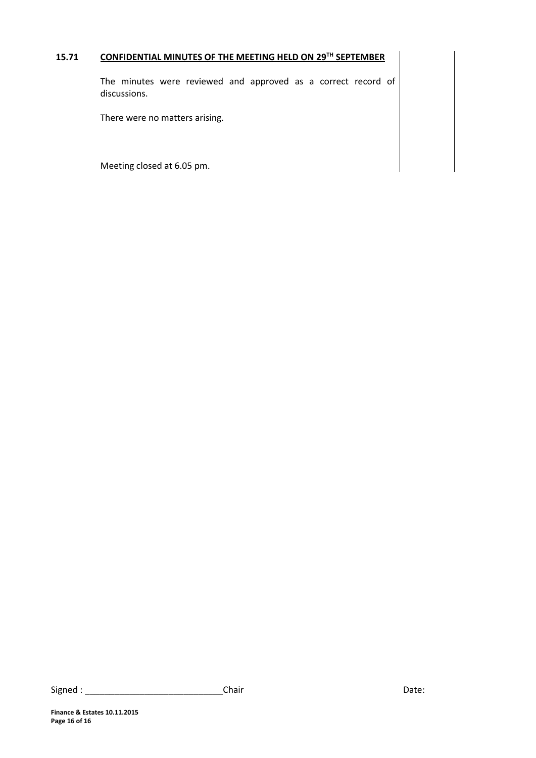**15.71 CONFIDENTIAL MINUTES OF THE MEETING HELD ON 29TH SEPTEMBER**

The minutes were reviewed and approved as a correct record of discussions.

There were no matters arising.

Meeting closed at 6.05 pm.

Signed : ____________________________Chair Date: